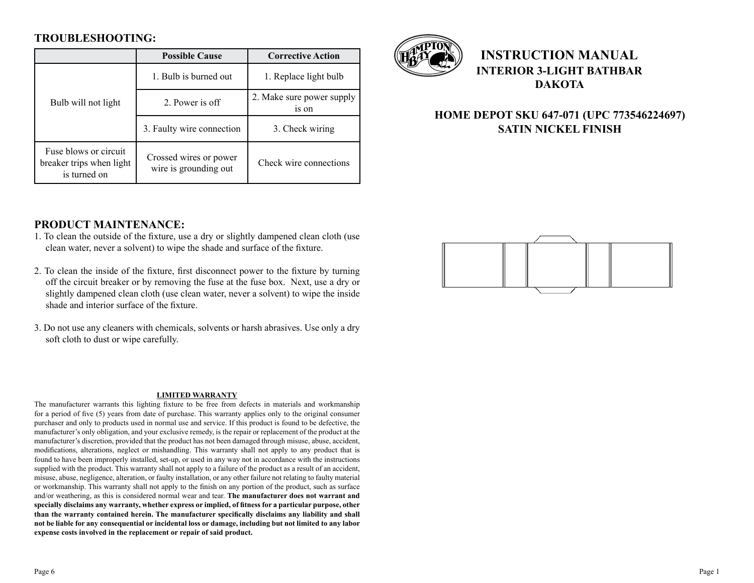## TROUBLESHOOTING:

| | Possible Cause | Corrective Action |
|---|---|---|
| Bulb will not light | 1. Bulb is burned out | 1. Replace light bulb |
| | 2. Power is off | 2. Make sure power supply is on |
| | 3. Faulty wire connection | 3. Check wiring |
| Fuse blows or circuit breaker trips when light is turned on | Crossed wires or power wire is grounding out | Check wire connections |

## PRODUCT MAINTENANCE:

1. To clean the outside of the fixture, use a dry or slightly dampened clean cloth (use clean water, never a solvent) to wipe the shade and surface of the fixture.

2. To clean the inside of the fixture, first disconnect power to the fixture by turning off the circuit breaker or by removing the fuse at the fuse box. Next, use a dry or slightly dampened clean cloth (use clean water, never a solvent) to wipe the inside shade and interior surface of the fixture.

3. Do not use any cleaners with chemicals, solvents or harsh abrasives. Use only a dry soft cloth to dust or wipe carefully.

**LIMITED WARRANTY**

The manufacturer warrants this lighting fixture to be free from defects in materials and workmanship for a period of five (5) years from date of purchase. This warranty applies only to the original consumer purchaser and only to products used in normal use and service. If this product is found to be defective, the manufacturer's only obligation, and your exclusive remedy, is the repair or replacement of the product at the manufacturer's discretion, provided that the product has not been damaged through misuse, abuse, accident, modifications, alterations, neglect or mishandling. This warranty shall not apply to any product that is found to have been improperly installed, set-up, or used in any way not in accordance with the instructions supplied with the product. This warranty shall not apply to a failure of the product as a result of an accident, misuse, abuse, negligence, alteration, or faulty installation, or any other failure not relating to faulty material or workmanship. This warranty shall not apply to the finish on any portion of the product, such as surface and/or weathering, as this is considered normal wear and tear. **The manufacturer does not warrant and specially disclaims any warranty, whether express or implied, of fitness for a particular purpose, other than the warranty contained herein. The manufacturer specifically disclaims any liability and shall not be liable for any consequential or incidental loss or damage, including but not limited to any labor expense costs involved in the replacement or repair of said product.**

# INSTRUCTION MANUAL

## INTERIOR 3-LIGHT BATHBAR
## DAKOTA

### HOME DEPOT SKU 647-071 (UPC 773546224697)
### SATIN NICKEL FINISH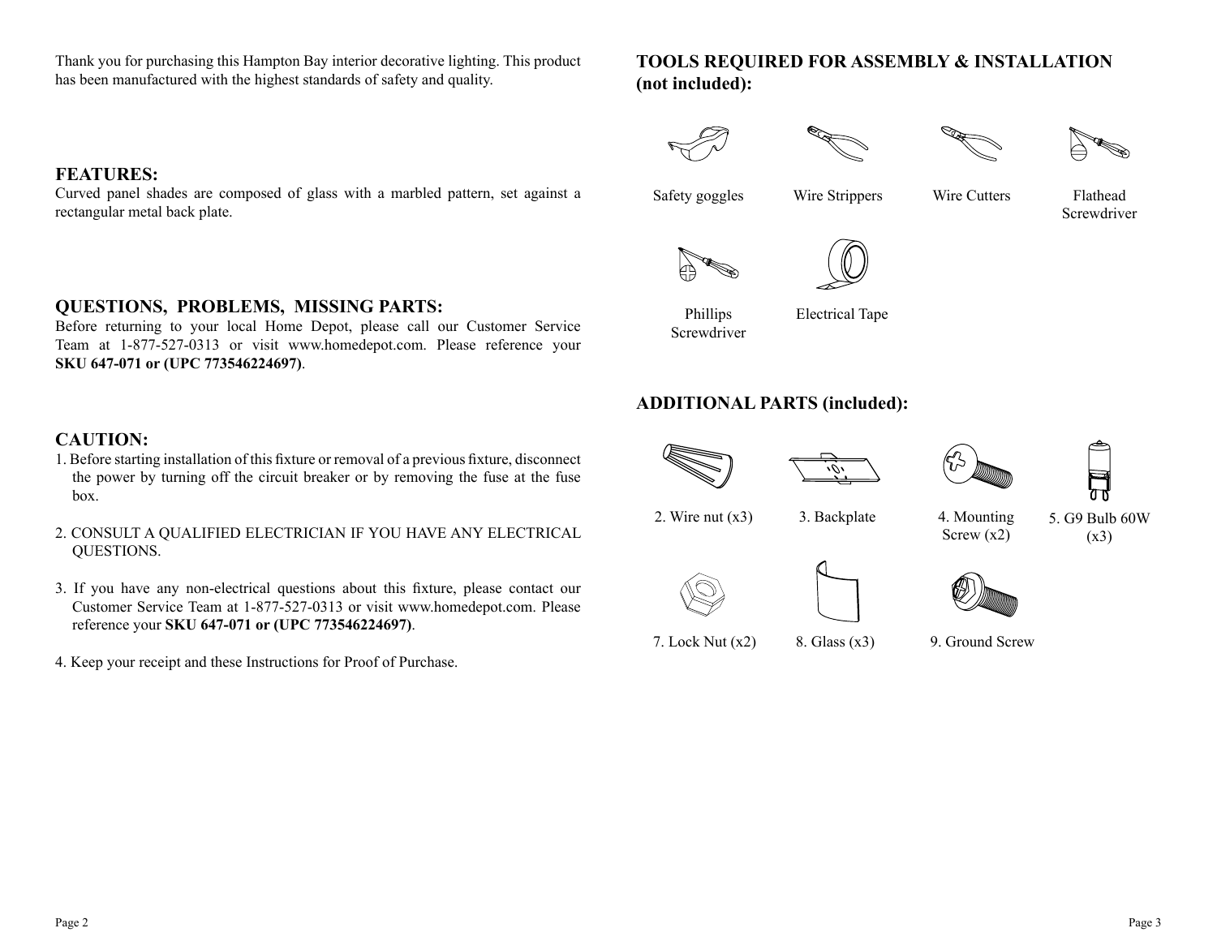Thank you for purchasing this Hampton Bay interior decorative lighting. This product has been manufactured with the highest standards of safety and quality.

## FEATURES:

Curved panel shades are composed of glass with a marbled pattern, set against a rectangular metal back plate.

## QUESTIONS, PROBLEMS, MISSING PARTS:

Before returning to your local Home Depot, please call our Customer Service Team at 1-877-527-0313 or visit www.homedepot.com. Please reference your **SKU 647-071 or (UPC 773546224697)**.

## CAUTION:

1. Before starting installation of this fixture or removal of a previous fixture, disconnect the power by turning off the circuit breaker or by removing the fuse at the fuse box.

2. CONSULT A QUALIFIED ELECTRICIAN IF YOU HAVE ANY ELECTRICAL QUESTIONS.

3. If you have any non-electrical questions about this fixture, please contact our Customer Service Team at 1-877-527-0313 or visit www.homedepot.com. Please reference your **SKU 647-071 or (UPC 773546224697)**.

4. Keep your receipt and these Instructions for Proof of Purchase.

## TOOLS REQUIRED FOR ASSEMBLY & INSTALLATION (not included):

- Safety goggles
- Wire Strippers
- Wire Cutters
- Flathead Screwdriver
- Phillips Screwdriver
- Electrical Tape

## ADDITIONAL PARTS (included):

- 2. Wire nut (x3)
- 3. Backplate
- 4. Mounting Screw (x2)
- 5. G9 Bulb 60W (x3)
- 7. Lock Nut (x2)
- 8. Glass (x3)
- 9. Ground Screw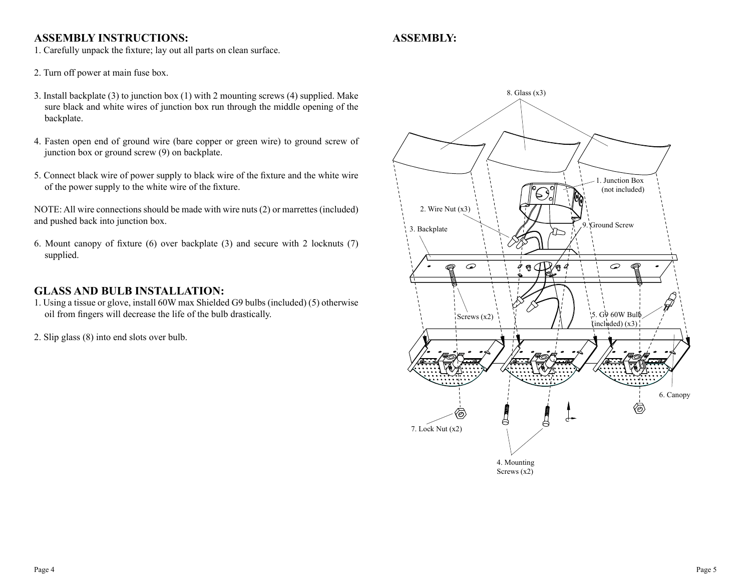## ASSEMBLY INSTRUCTIONS:

1. Carefully unpack the fixture; lay out all parts on clean surface.

2. Turn off power at main fuse box.

3. Install backplate (3) to junction box (1) with 2 mounting screws (4) supplied. Make sure black and white wires of junction box run through the middle opening of the backplate.

4. Fasten open end of ground wire (bare copper or green wire) to ground screw of junction box or ground screw (9) on backplate.

5. Connect black wire of power supply to black wire of the fixture and the white wire of the power supply to the white wire of the fixture.

NOTE: All wire connections should be made with wire nuts (2) or marrettes (included) and pushed back into junction box.

6. Mount canopy of fixture (6) over backplate (3) and secure with 2 locknuts (7) supplied.

## GLASS AND BULB INSTALLATION:

1. Using a tissue or glove, install 60W max Shielded G9 bulbs (included) (5) otherwise oil from fingers will decrease the life of the bulb drastically.

2. Slip glass (8) into end slots over bulb.

## ASSEMBLY:

8. Glass (x3)

1. Junction Box (not included)

2. Wire Nut (x3)

3. Backplate

9. Ground Screw

Screws (x2)

5. G9 60W Bulb (included) (x3)

6. Canopy

7. Lock Nut (x2)

4. Mounting Screws (x2)